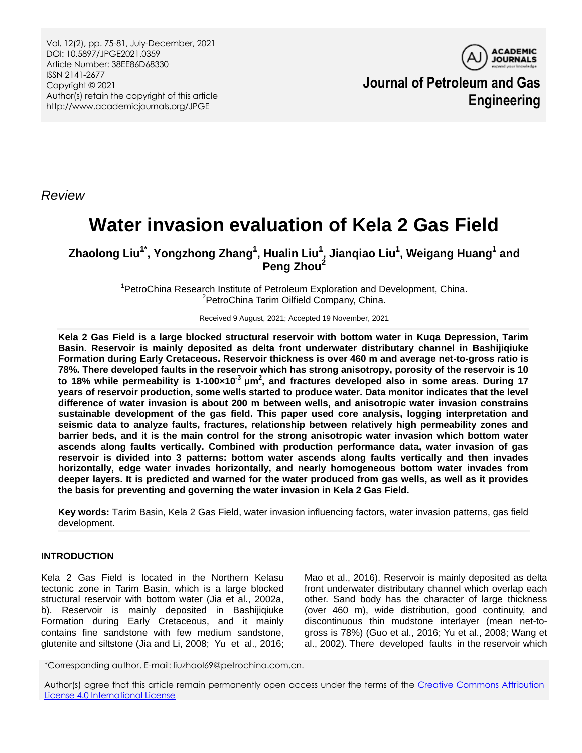Vol. 12(2), pp. 75-81, July-December, 2021
DOI: 10.5897/JPGE2021.0359
Article Number: 38EE86D68330
ISSN 2141-2677
Copyright © 2021
Author(s) retain the copyright of this article
http://www.academicjournals.org/JPGE

**Journal of Petroleum and Gas Engineering**

*Review*

# Water invasion evaluation of Kela 2 Gas Field

**Zhaolong Liu[1*], Yongzhong Zhang[1], Hualin Liu[1], Jianqiao Liu[1], Weigang Huang[1] and Peng Zhou[2]**

[1]PetroChina Research Institute of Petroleum Exploration and Development, China.
[2]PetroChina Tarim Oilfield Company, China.

Received 9 August, 2021; Accepted 19 November, 2021

**Kela 2 Gas Field is a large blocked structural reservoir with bottom water in Kuqa Depression, Tarim Basin. Reservoir is mainly deposited as delta front underwater distributary channel in Bashijiqiuke Formation during Early Cretaceous. Reservoir thickness is over 460 m and average net-to-gross ratio is 78%. There developed faults in the reservoir which has strong anisotropy, porosity of the reservoir is 10 to 18% while permeability is 1-100×10$^{-3}$ μm$^2$, and fractures developed also in some areas. During 17 years of reservoir production, some wells started to produce water. Data monitor indicates that the level difference of water invasion is about 200 m between wells, and anisotropic water invasion constrains sustainable development of the gas field. This paper used core analysis, logging interpretation and seismic data to analyze faults, fractures, relationship between relatively high permeability zones and barrier beds, and it is the main control for the strong anisotropic water invasion which bottom water ascends along faults vertically. Combined with production performance data, water invasion of gas reservoir is divided into 3 patterns: bottom water ascends along faults vertically and then invades horizontally, edge water invades horizontally, and nearly homogeneous bottom water invades from deeper layers. It is predicted and warned for the water produced from gas wells, as well as it provides the basis for preventing and governing the water invasion in Kela 2 Gas Field.**

**Key words:** Tarim Basin, Kela 2 Gas Field, water invasion influencing factors, water invasion patterns, gas field development.

## INTRODUCTION

Kela 2 Gas Field is located in the Northern Kelasu tectonic zone in Tarim Basin, which is a large blocked structural reservoir with bottom water (Jia et al., 2002a, b). Reservoir is mainly deposited in Bashijiqiuke Formation during Early Cretaceous, and it mainly contains fine sandstone with few medium sandstone, glutenite and siltstone (Jia and Li, 2008; Yu et al., 2016; Mao et al., 2016). Reservoir is mainly deposited as delta front underwater distributary channel which overlap each other. Sand body has the character of large thickness (over 460 m), wide distribution, good continuity, and discontinuous thin mudstone interlayer (mean net-to-gross is 78%) (Guo et al., 2016; Yu et al., 2008; Wang et al., 2002). There developed faults in the reservoir which

*Corresponding author. E-mail: liuzhaol69@petrochina.com.cn.

Author(s) agree that this article remain permanently open access under the terms of the Creative Commons Attribution License 4.0 International License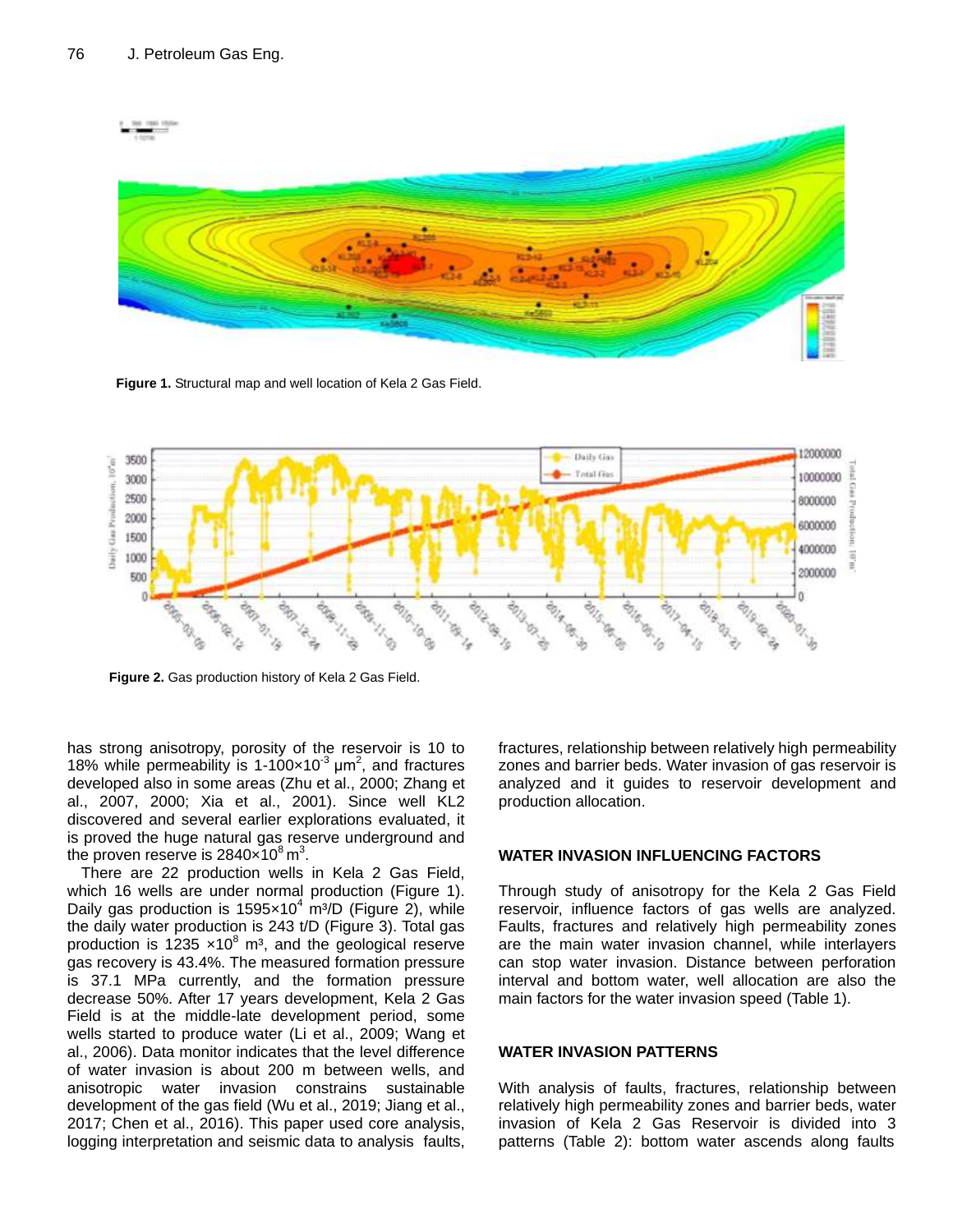**Figure 1.** Structural map and well location of Kela 2 Gas Field.

**Figure 2.** Gas production history of Kela 2 Gas Field.

has strong anisotropy, porosity of the reservoir is 10 to 18% while permeability is 1-100×$10^{-3}$ μ$m^2$, and fractures developed also in some areas (Zhu et al., 2000; Zhang et al., 2007, 2000; Xia et al., 2001). Since well KL2 discovered and several earlier explorations evaluated, it is proved the huge natural gas reserve underground and the proven reserve is 2840×$10^8$ $m^3$.

There are 22 production wells in Kela 2 Gas Field, which 16 wells are under normal production (Figure 1). Daily gas production is 1595×$10^4$ m³/D (Figure 2), while the daily water production is 243 t/D (Figure 3). Total gas production is 1235 ×$10^8$ m³, and the geological reserve gas recovery is 43.4%. The measured formation pressure is 37.1 MPa currently, and the formation pressure decrease 50%. After 17 years development, Kela 2 Gas Field is at the middle-late development period, some wells started to produce water (Li et al., 2009; Wang et al., 2006). Data monitor indicates that the level difference of water invasion is about 200 m between wells, and anisotropic water invasion constrains sustainable development of the gas field (Wu et al., 2019; Jiang et al., 2017; Chen et al., 2016). This paper used core analysis, logging interpretation and seismic data to analysis faults, fractures, relationship between relatively high permeability zones and barrier beds. Water invasion of gas reservoir is analyzed and it guides to reservoir development and production allocation.

## WATER INVASION INFLUENCING FACTORS

Through study of anisotropy for the Kela 2 Gas Field reservoir, influence factors of gas wells are analyzed. Faults, fractures and relatively high permeability zones are the main water invasion channel, while interlayers can stop water invasion. Distance between perforation interval and bottom water, well allocation are also the main factors for the water invasion speed (Table 1).

## WATER INVASION PATTERNS

With analysis of faults, fractures, relationship between relatively high permeability zones and barrier beds, water invasion of Kela 2 Gas Reservoir is divided into 3 patterns (Table 2): bottom water ascends along faults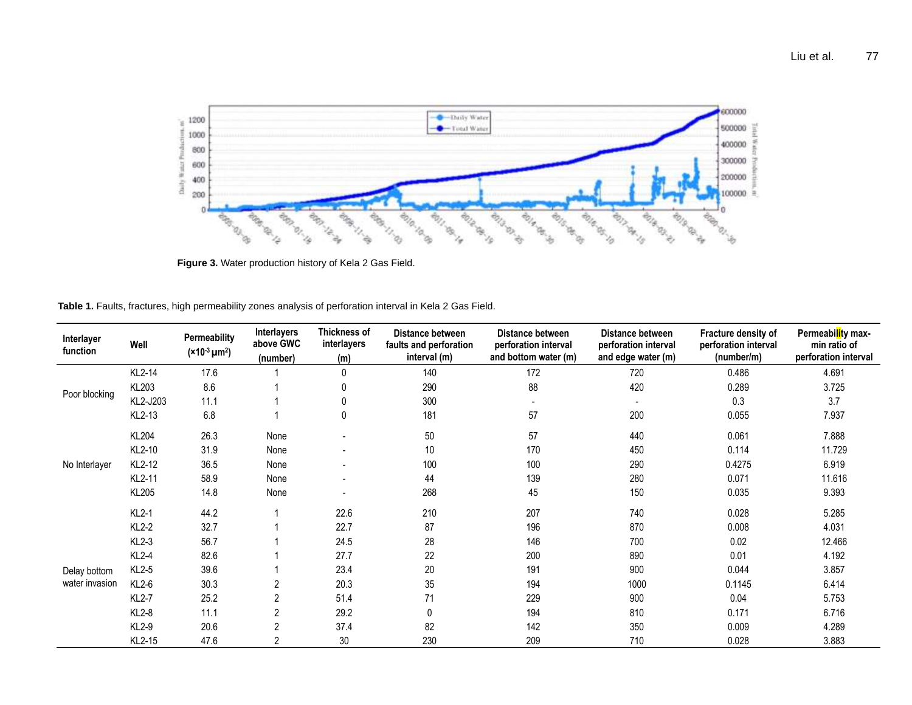**Figure 3.** Water production history of Kela 2 Gas Field.

**Table 1.** Faults, fractures, high permeability zones analysis of perforation interval in Kela 2 Gas Field.

| Interlayer function | Well | Permeability ($\times 10^{-3}$ μm$^2$) | Interlayers above GWC (number) | Thickness of interlayers (m) | Distance between faults and perforation interval (m) | Distance between perforation interval and bottom water (m) | Distance between perforation interval and edge water (m) | Fracture density of perforation interval (number/m) | Permeability max-min ratio of perforation interval |
|---|---|---|---|---|---|---|---|---|---|
| Poor blocking | KL2-14 | 17.6 | 1 | 0 | 140 | 172 | 720 | 0.486 | 4.691 |
| | KL203 | 8.6 | 1 | 0 | 290 | 88 | 420 | 0.289 | 3.725 |
| | KL2-J203 | 11.1 | 1 | 0 | 300 | - | - | 0.3 | 3.7 |
| | KL2-13 | 6.8 | 1 | 0 | 181 | 57 | 200 | 0.055 | 7.937 |
| No Interlayer | KL204 | 26.3 | None | - | 50 | 57 | 440 | 0.061 | 7.888 |
| | KL2-10 | 31.9 | None | - | 10 | 170 | 450 | 0.114 | 11.729 |
| | KL2-12 | 36.5 | None | - | 100 | 100 | 290 | 0.4275 | 6.919 |
| | KL2-11 | 58.9 | None | - | 44 | 139 | 280 | 0.071 | 11.616 |
| | KL205 | 14.8 | None | - | 268 | 45 | 150 | 0.035 | 9.393 |
| Delay bottom water invasion | KL2-1 | 44.2 | 1 | 22.6 | 210 | 207 | 740 | 0.028 | 5.285 |
| | KL2-2 | 32.7 | 1 | 22.7 | 87 | 196 | 870 | 0.008 | 4.031 |
| | KL2-3 | 56.7 | 1 | 24.5 | 28 | 146 | 700 | 0.02 | 12.466 |
| | KL2-4 | 82.6 | 1 | 27.7 | 22 | 200 | 890 | 0.01 | 4.192 |
| | KL2-5 | 39.6 | 1 | 23.4 | 20 | 191 | 900 | 0.044 | 3.857 |
| | KL2-6 | 30.3 | 2 | 20.3 | 35 | 194 | 1000 | 0.1145 | 6.414 |
| | KL2-7 | 25.2 | 2 | 51.4 | 71 | 229 | 900 | 0.04 | 5.753 |
| | KL2-8 | 11.1 | 2 | 29.2 | 0 | 194 | 810 | 0.171 | 6.716 |
| | KL2-9 | 20.6 | 2 | 37.4 | 82 | 142 | 350 | 0.009 | 4.289 |
| | KL2-15 | 47.6 | 2 | 30 | 230 | 209 | 710 | 0.028 | 3.883 |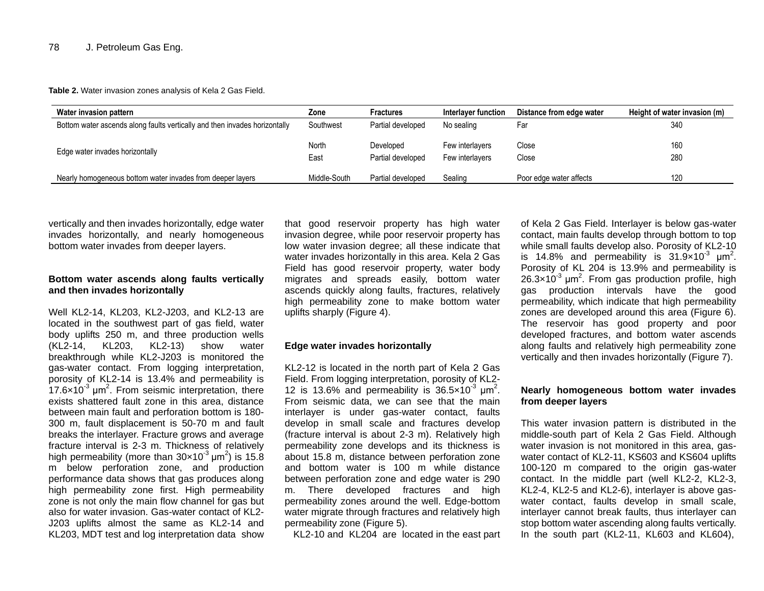**Table 2.** Water invasion zones analysis of Kela 2 Gas Field.

| Water invasion pattern | Zone | Fractures | Interlayer function | Distance from edge water | Height of water invasion (m) |
|---|---|---|---|---|---|
| Bottom water ascends along faults vertically and then invades horizontally | Southwest | Partial developed | No sealing | Far | 340 |
| Edge water invades horizontally | North | Developed | Few interlayers | Close | 160 |
| | East | Partial developed | Few interlayers | Close | 280 |
| Nearly homogeneous bottom water invades from deeper layers | Middle-South | Partial developed | Sealing | Poor edge water affects | 120 |

vertically and then invades horizontally, edge water invades horizontally, and nearly homogeneous bottom water invades from deeper layers.

## Bottom water ascends along faults vertically and then invades horizontally

Well KL2-14, KL203, KL2-J203, and KL2-13 are located in the southwest part of gas field, water body uplifts 250 m, and three production wells (KL2-14, KL203, KL2-13) show water breakthrough while KL2-J203 is monitored the gas-water contact. From logging interpretation, porosity of KL2-14 is 13.4% and permeability is $17.6\times10^{-3}$ μm$^2$. From seismic interpretation, there exists shattered fault zone in this area, distance between main fault and perforation bottom is 180-300 m, fault displacement is 50-70 m and fault breaks the interlayer. Fracture grows and average fracture interval is 2-3 m. Thickness of relatively high permeability (more than $30\times10^{-3}$ μm$^2$) is 15.8 m below perforation zone, and production performance data shows that gas produces along high permeability zone first. High permeability zone is not only the main flow channel for gas but also for water invasion. Gas-water contact of KL2-J203 uplifts almost the same as KL2-14 and KL203, MDT test and log interpretation data show that good reservoir property has high water invasion degree, while poor reservoir property has low water invasion degree; all these indicate that water invades horizontally in this area. Kela 2 Gas Field has good reservoir property, water body migrates and spreads easily, bottom water ascends quickly along faults, fractures, relatively high permeability zone to make bottom water uplifts sharply (Figure 4).

## Edge water invades horizontally

KL2-12 is located in the north part of Kela 2 Gas Field. From logging interpretation, porosity of KL2-12 is 13.6% and permeability is $36.5\times10^{-3}$ μm$^2$. From seismic data, we can see that the main interlayer is under gas-water contact, faults develop in small scale and fractures develop (fracture interval is about 2-3 m). Relatively high permeability zone develops and its thickness is about 15.8 m, distance between perforation zone and bottom water is 100 m while distance between perforation zone and edge water is 290 m. There developed fractures and high permeability zones around the well. Edge-bottom water migrate through fractures and relatively high permeability zone (Figure 5).

KL2-10 and KL204 are located in the east part of Kela 2 Gas Field. Interlayer is below gas-water contact, main faults develop through bottom to top while small faults develop also. Porosity of KL2-10 is 14.8% and permeability is $31.9\times10^{-3}$ μm$^2$. Porosity of KL 204 is 13.9% and permeability is $26.3\times10^{-3}$ μm$^2$. From gas production profile, high gas production intervals have the good permeability, which indicate that high permeability zones are developed around this area (Figure 6). The reservoir has good property and poor developed fractures, and bottom water ascends along faults and relatively high permeability zone vertically and then invades horizontally (Figure 7).

## Nearly homogeneous bottom water invades from deeper layers

This water invasion pattern is distributed in the middle-south part of Kela 2 Gas Field. Although water invasion is not monitored in this area, gas-water contact of KL2-11, KS603 and KS604 uplifts 100-120 m compared to the origin gas-water contact. In the middle part (well KL2-2, KL2-3, KL2-4, KL2-5 and KL2-6), interlayer is above gas-water contact, faults develop in small scale, interlayer cannot break faults, thus interlayer can stop bottom water ascending along faults vertically. In the south part (KL2-11, KL603 and KL604),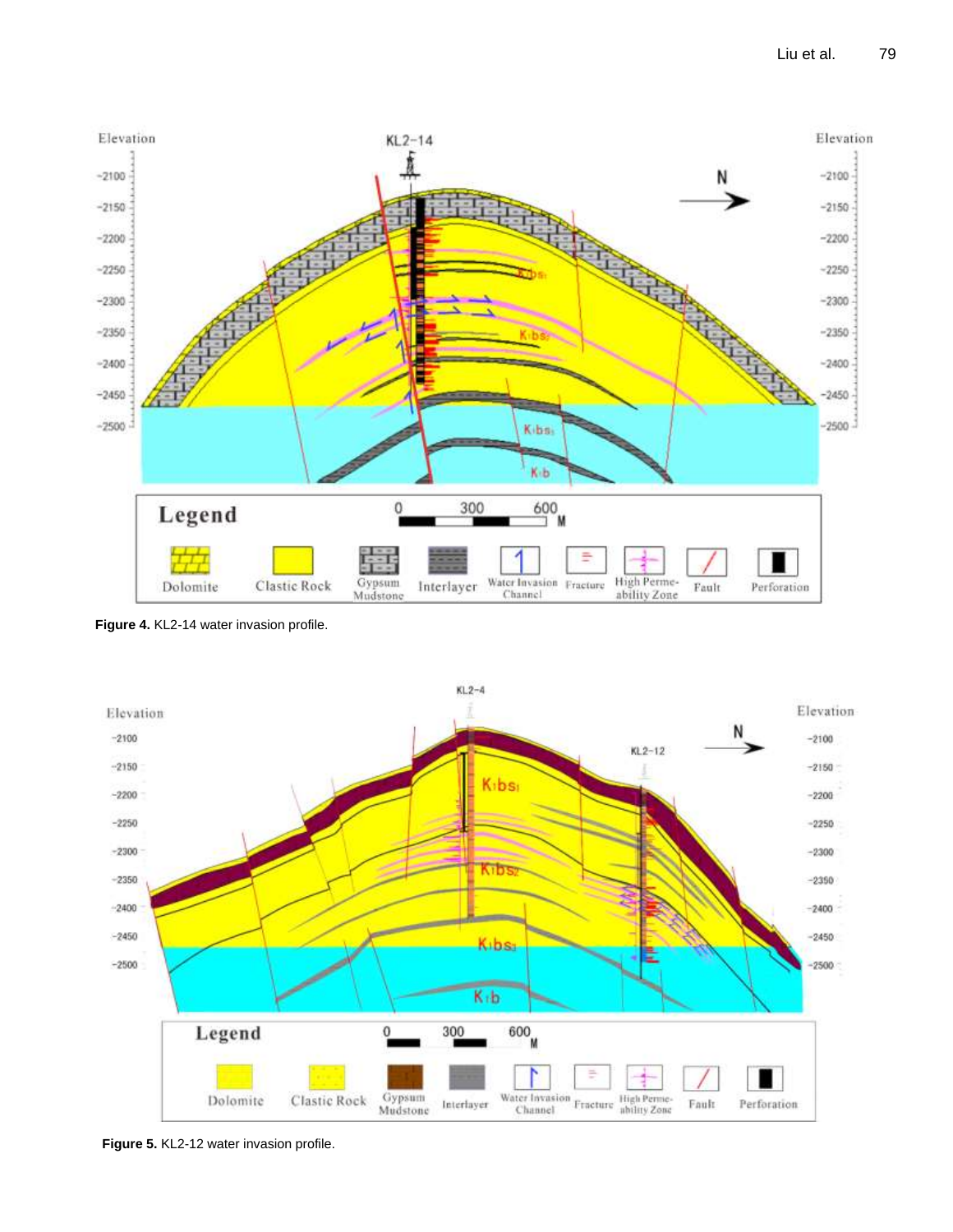Figure 4. KL2-14 water invasion profile.

Figure 5. KL2-12 water invasion profile.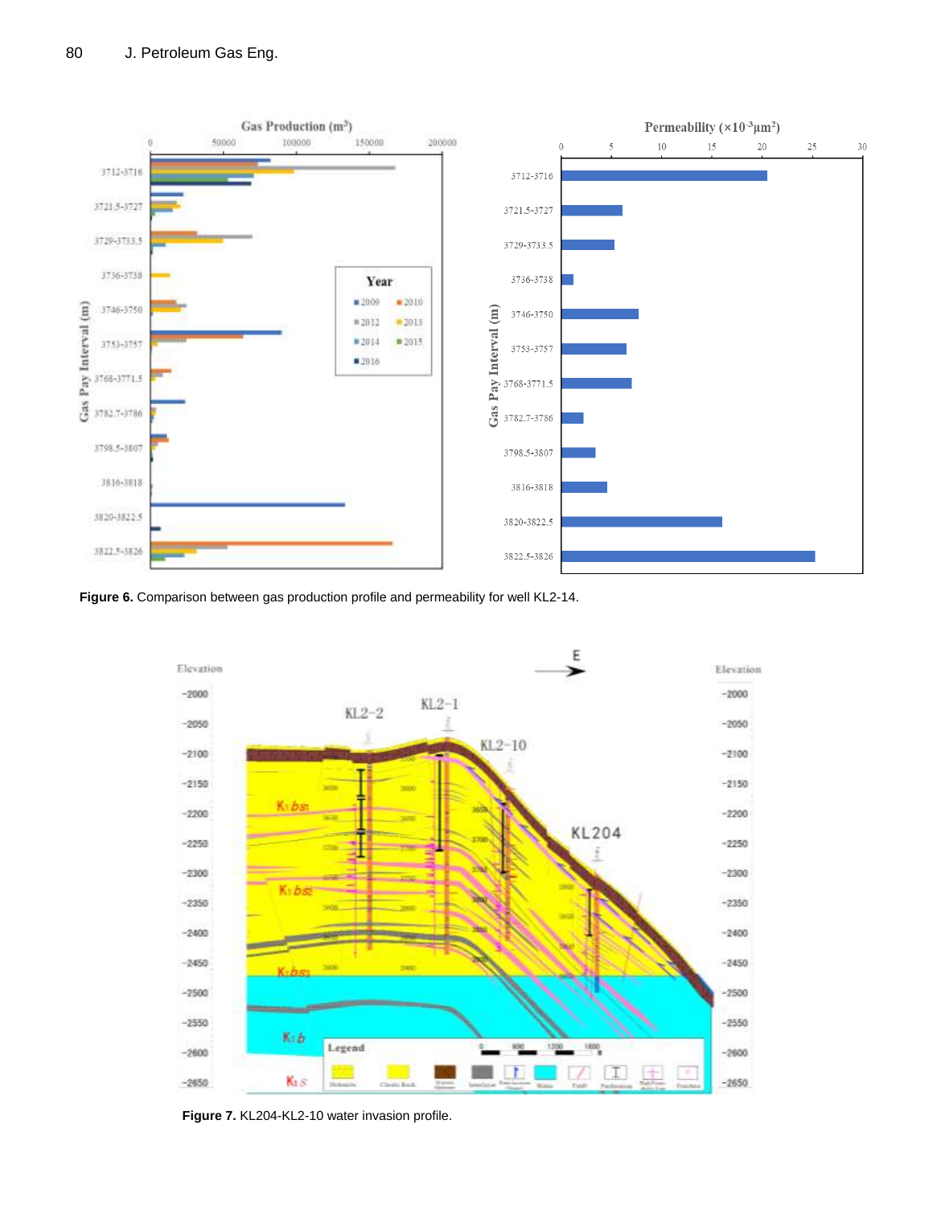**Figure 6.** Comparison between gas production profile and permeability for well KL2-14.

**Figure 7.** KL204-KL2-10 water invasion profile.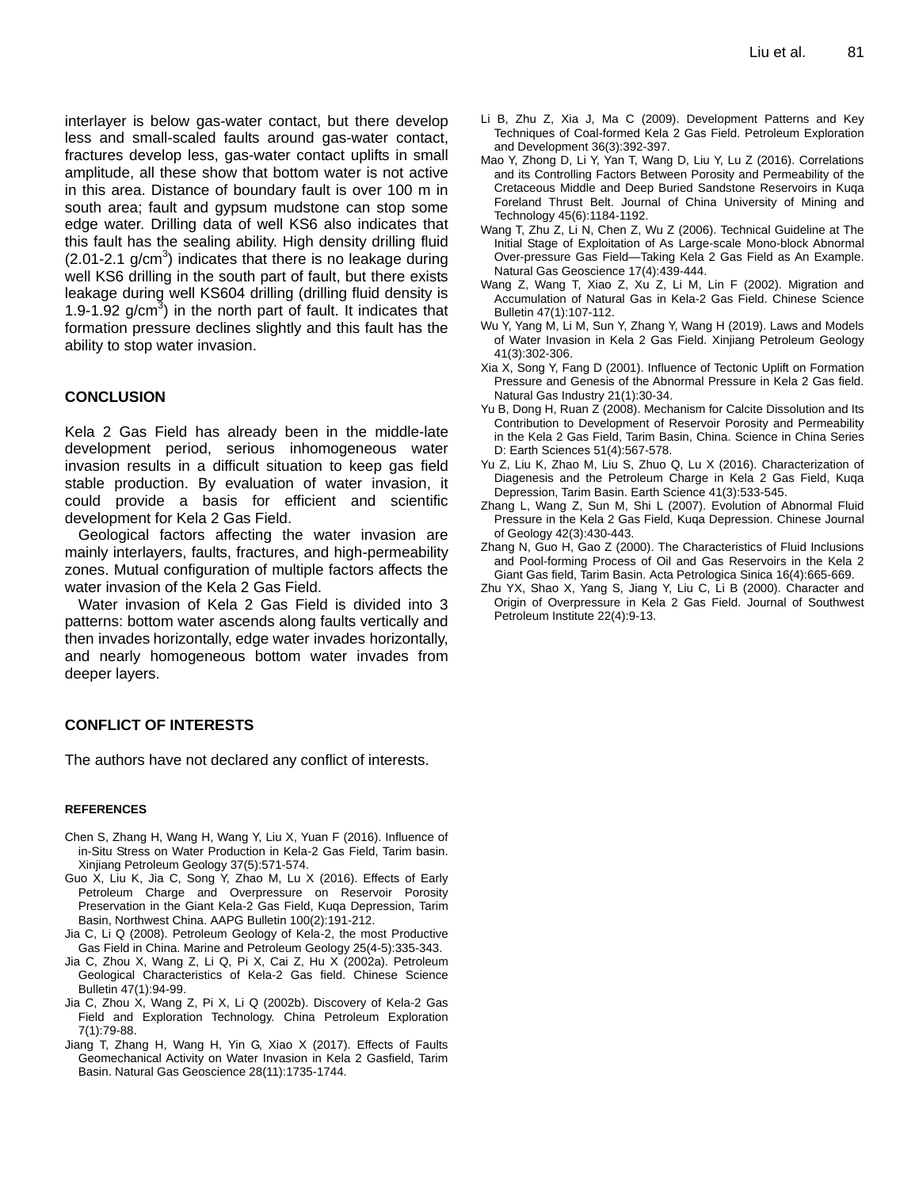interlayer is below gas-water contact, but there develop less and small-scaled faults around gas-water contact, fractures develop less, gas-water contact uplifts in small amplitude, all these show that bottom water is not active in this area. Distance of boundary fault is over 100 m in south area; fault and gypsum mudstone can stop some edge water. Drilling data of well KS6 also indicates that this fault has the sealing ability. High density drilling fluid (2.01-2.1 g/cm$^3$) indicates that there is no leakage during well KS6 drilling in the south part of fault, but there exists leakage during well KS604 drilling (drilling fluid density is 1.9-1.92 g/cm$^3$) in the north part of fault. It indicates that formation pressure declines slightly and this fault has the ability to stop water invasion.

## CONCLUSION

Kela 2 Gas Field has already been in the middle-late development period, serious inhomogeneous water invasion results in a difficult situation to keep gas field stable production. By evaluation of water invasion, it could provide a basis for efficient and scientific development for Kela 2 Gas Field.

Geological factors affecting the water invasion are mainly interlayers, faults, fractures, and high-permeability zones. Mutual configuration of multiple factors affects the water invasion of the Kela 2 Gas Field.

Water invasion of Kela 2 Gas Field is divided into 3 patterns: bottom water ascends along faults vertically and then invades horizontally, edge water invades horizontally, and nearly homogeneous bottom water invades from deeper layers.

## CONFLICT OF INTERESTS

The authors have not declared any conflict of interests.

### REFERENCES

Chen S, Zhang H, Wang H, Wang Y, Liu X, Yuan F (2016). Influence of in-Situ Stress on Water Production in Kela-2 Gas Field, Tarim basin. Xinjiang Petroleum Geology 37(5):571-574.

Guo X, Liu K, Jia C, Song Y, Zhao M, Lu X (2016). Effects of Early Petroleum Charge and Overpressure on Reservoir Porosity Preservation in the Giant Kela-2 Gas Field, Kuqa Depression, Tarim Basin, Northwest China. AAPG Bulletin 100(2):191-212.

Jia C, Li Q (2008). Petroleum Geology of Kela-2, the most Productive Gas Field in China. Marine and Petroleum Geology 25(4-5):335-343.

Jia C, Zhou X, Wang Z, Li Q, Pi X, Cai Z, Hu X (2002a). Petroleum Geological Characteristics of Kela-2 Gas field. Chinese Science Bulletin 47(1):94-99.

Jia C, Zhou X, Wang Z, Pi X, Li Q (2002b). Discovery of Kela-2 Gas Field and Exploration Technology. China Petroleum Exploration 7(1):79-88.

Jiang T, Zhang H, Wang H, Yin G, Xiao X (2017). Effects of Faults Geomechanical Activity on Water Invasion in Kela 2 Gasfield, Tarim Basin. Natural Gas Geoscience 28(11):1735-1744.

Li B, Zhu Z, Xia J, Ma C (2009). Development Patterns and Key Techniques of Coal-formed Kela 2 Gas Field. Petroleum Exploration and Development 36(3):392-397.

Mao Y, Zhong D, Li Y, Yan T, Wang D, Liu Y, Lu Z (2016). Correlations and its Controlling Factors Between Porosity and Permeability of the Cretaceous Middle and Deep Buried Sandstone Reservoirs in Kuqa Foreland Thrust Belt. Journal of China University of Mining and Technology 45(6):1184-1192.

Wang T, Zhu Z, Li N, Chen Z, Wu Z (2006). Technical Guideline at The Initial Stage of Exploitation of As Large-scale Mono-block Abnormal Over-pressure Gas Field—Taking Kela 2 Gas Field as An Example. Natural Gas Geoscience 17(4):439-444.

Wang Z, Wang T, Xiao Z, Xu Z, Li M, Lin F (2002). Migration and Accumulation of Natural Gas in Kela-2 Gas Field. Chinese Science Bulletin 47(1):107-112.

Wu Y, Yang M, Li M, Sun Y, Zhang Y, Wang H (2019). Laws and Models of Water Invasion in Kela 2 Gas Field. Xinjiang Petroleum Geology 41(3):302-306.

Xia X, Song Y, Fang D (2001). Influence of Tectonic Uplift on Formation Pressure and Genesis of the Abnormal Pressure in Kela 2 Gas field. Natural Gas Industry 21(1):30-34.

Yu B, Dong H, Ruan Z (2008). Mechanism for Calcite Dissolution and Its Contribution to Development of Reservoir Porosity and Permeability in the Kela 2 Gas Field, Tarim Basin, China. Science in China Series D: Earth Sciences 51(4):567-578.

Yu Z, Liu K, Zhao M, Liu S, Zhuo Q, Lu X (2016). Characterization of Diagenesis and the Petroleum Charge in Kela 2 Gas Field, Kuqa Depression, Tarim Basin. Earth Science 41(3):533-545.

Zhang L, Wang Z, Sun M, Shi L (2007). Evolution of Abnormal Fluid Pressure in the Kela 2 Gas Field, Kuqa Depression. Chinese Journal of Geology 42(3):430-443.

Zhang N, Guo H, Gao Z (2000). The Characteristics of Fluid Inclusions and Pool-forming Process of Oil and Gas Reservoirs in the Kela 2 Giant Gas field, Tarim Basin. Acta Petrologica Sinica 16(4):665-669.

Zhu YX, Shao X, Yang S, Jiang Y, Liu C, Li B (2000). Character and Origin of Overpressure in Kela 2 Gas Field. Journal of Southwest Petroleum Institute 22(4):9-13.